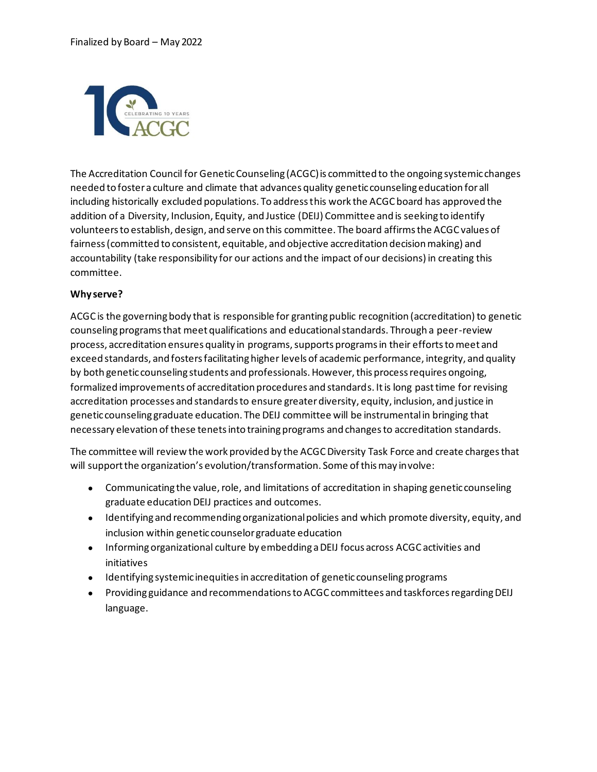Finalized by Board – May 2022

The Accreditation Council for Genetic Counseling (ACGC) is committed to the ongoing systemic changes needed to foster a culture and climate that advances quality genetic counseling education for all including historically excluded populations. To address this work the ACGC board has approved the addition of a Diversity, Inclusion, Equity, and Justice (DEIJ) Committee and is seeking to identify volunteers to establish, design, and serve on this committee. The board affirms the ACGC values of fairness (committed to consistent, equitable, and objective accreditation decision making) and accountability (take responsibility for our actions and the impact of our decisions) in creating this committee.

**Why serve?**

ACGC is the governing body that is responsible for granting public recognition (accreditation) to genetic counseling programs that meet qualifications and educational standards. Through a peer-review process, accreditation ensures quality in programs, supports programs in their efforts to meet and exceed standards, and fosters facilitating higher levels of academic performance, integrity, and quality by both genetic counseling students and professionals. However, this process requires ongoing, formalized improvements of accreditation procedures and standards. It is long past time for revising accreditation processes and standards to ensure greater diversity, equity, inclusion, and justice in genetic counseling graduate education. The DEIJ committee will be instrumental in bringing that necessary elevation of these tenets into training programs and changes to accreditation standards.

The committee will review the work provided by the ACGC Diversity Task Force and create charges that will support the organization's evolution/transformation. Some of this may involve:

- Communicating the value, role, and limitations of accreditation in shaping genetic counseling graduate education DEIJ practices and outcomes.
- Identifying and recommending organizational policies and which promote diversity, equity, and inclusion within genetic counselor graduate education
- Informing organizational culture by embedding a DEIJ focus across ACGC activities and initiatives
- Identifying systemic inequities in accreditation of genetic counseling programs
- Providing guidance and recommendations to ACGC committees and taskforces regarding DEIJ language.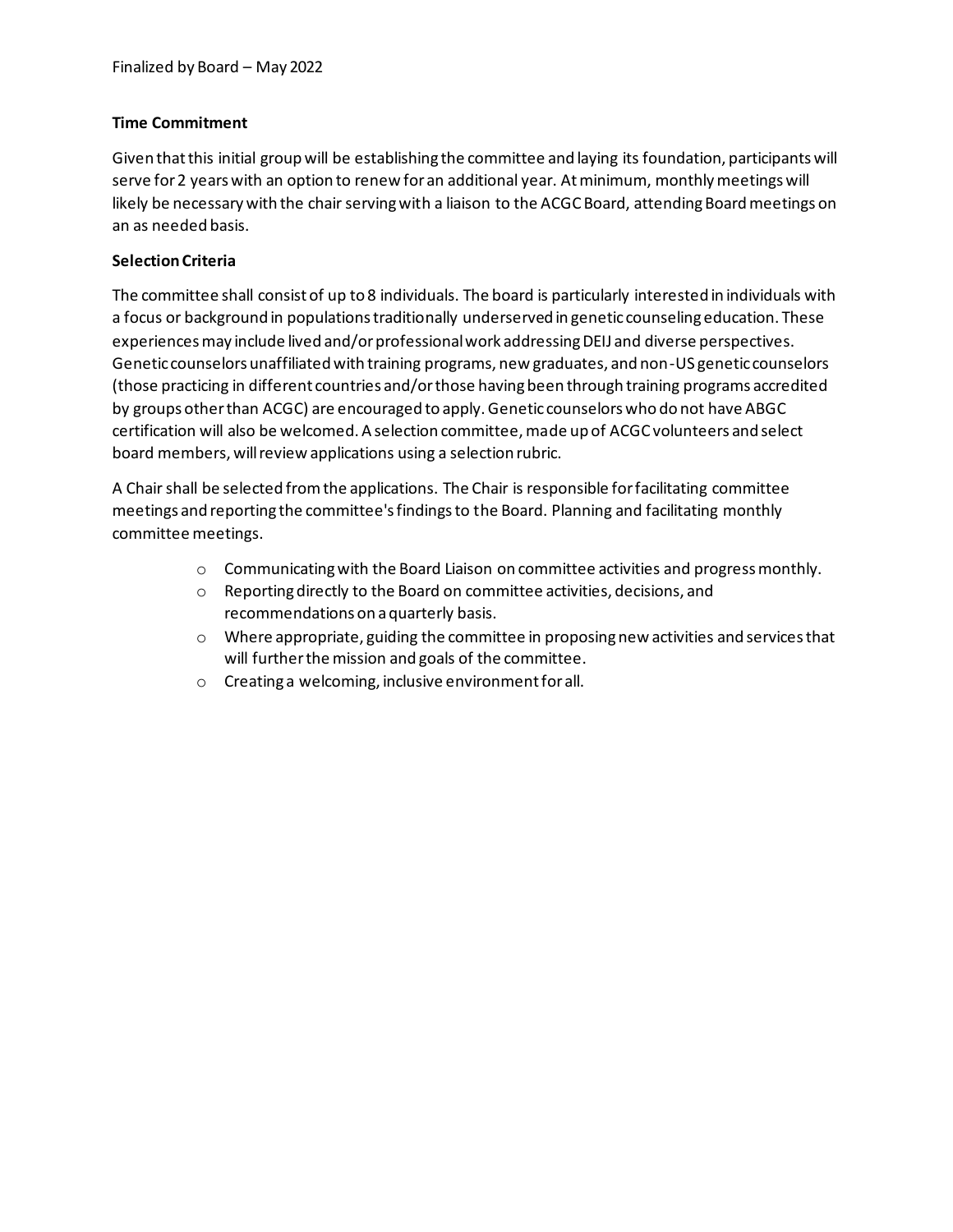Finalized by Board – May 2022

**Time Commitment**

Given that this initial group will be establishing the committee and laying its foundation, participants will serve for 2 years with an option to renew for an additional year. At minimum, monthly meetings will likely be necessary with the chair serving with a liaison to the ACGC Board, attending Board meetings on an as needed basis.

**Selection Criteria**

The committee shall consist of up to 8 individuals. The board is particularly interested in individuals with a focus or background in populations traditionally underserved in genetic counseling education. These experiences may include lived and/or professional work addressing DEIJ and diverse perspectives. Genetic counselors unaffiliated with training programs, new graduates, and non-US genetic counselors (those practicing in different countries and/or those having been through training programs accredited by groups other than ACGC) are encouraged to apply. Genetic counselors who do not have ABGC certification will also be welcomed. A selection committee, made up of ACGC volunteers and select board members, will review applications using a selection rubric.

A Chair shall be selected from the applications. The Chair is responsible for facilitating committee meetings and reporting the committee's findings to the Board. Planning and facilitating monthly committee meetings.

- Communicating with the Board Liaison on committee activities and progress monthly.
- Reporting directly to the Board on committee activities, decisions, and recommendations on a quarterly basis.
- Where appropriate, guiding the committee in proposing new activities and services that will further the mission and goals of the committee.
- Creating a welcoming, inclusive environment for all.